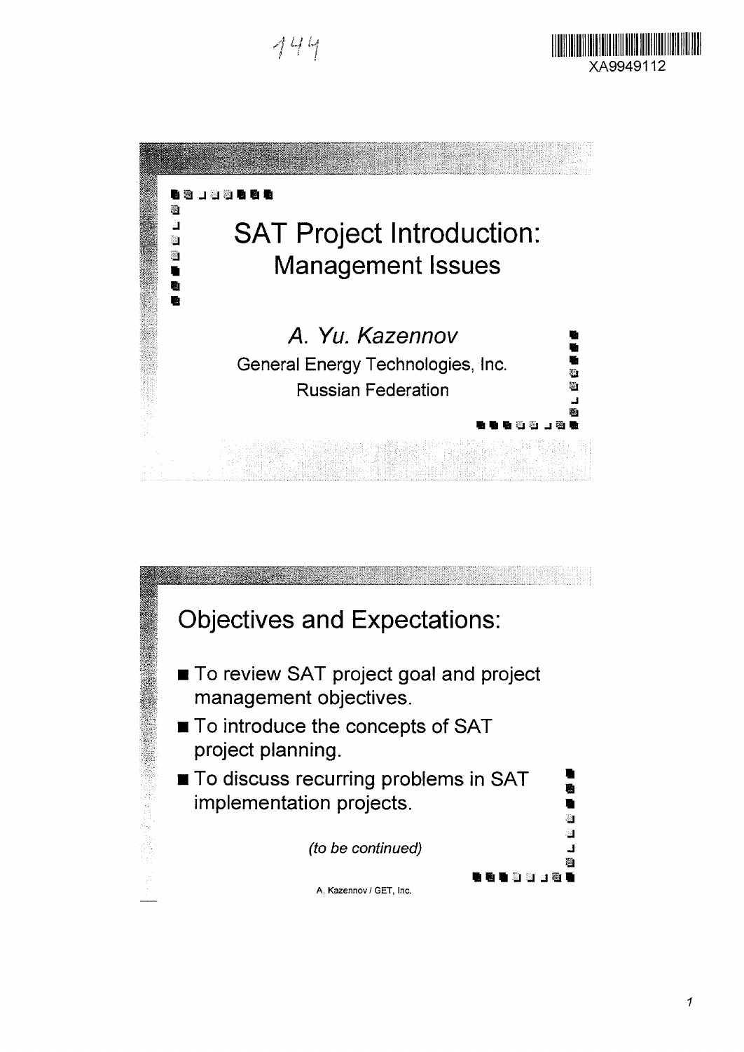# SAT Project Introduction:

## Management Issues

*A. Yu. Kazennov*

General Energy Technologies, Inc.

Russian Federation

## Objectives and Expectations:

- To review SAT project goal and project management objectives.
- To introduce the concepts of SAT project planning.
- To discuss recurring problems in SAT implementation projects.

*(to be continued)*

A. Kazennov / GET, Inc.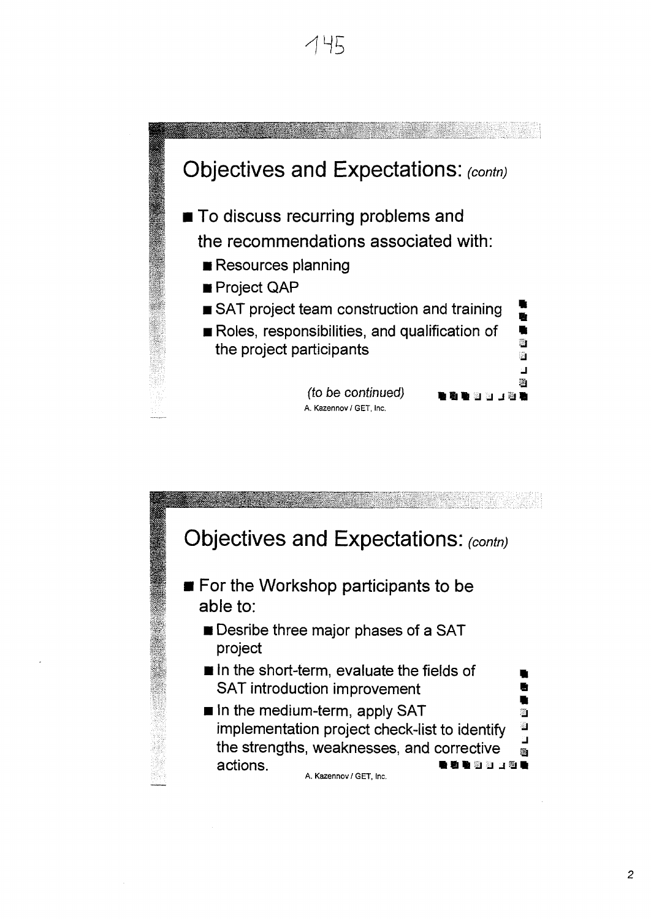## Objectives and Expectations: *(contn)*

- To discuss recurring problems and the recommendations associated with:
  - Resources planning
  - Project QAP
  - SAT project team construction and training
  - Roles, responsibilities, and qualification of the project participants

*(to be continued)*

A. Kazennov / GET, Inc.

## Objectives and Expectations: *(contn)*

- For the Workshop participants to be able to:
  - Desribe three major phases of a SAT project
  - In the short-term, evaluate the fields of SAT introduction improvement
  - In the medium-term, apply SAT implementation project check-list to identify the strengths, weaknesses, and corrective actions.

A. Kazennov / GET, Inc.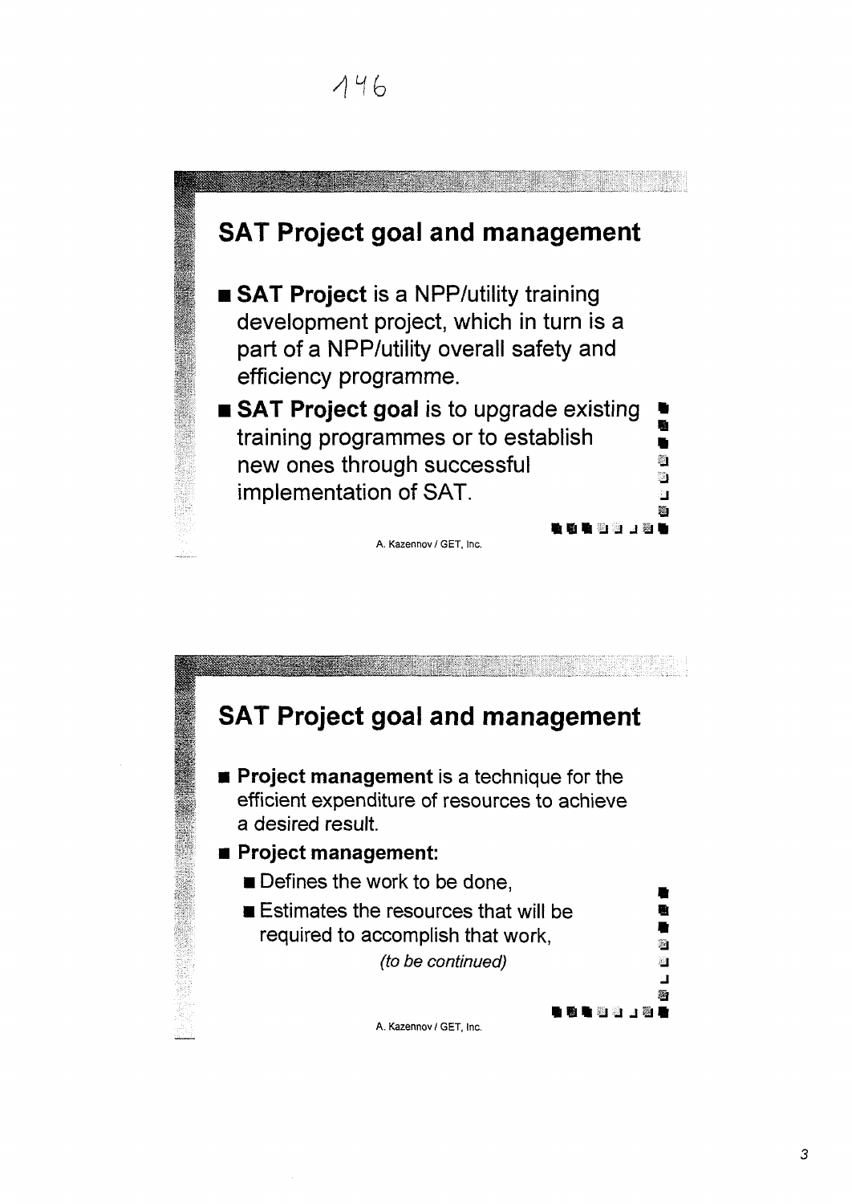## SAT Project goal and management

- **SAT Project** is a NPP/utility training development project, which in turn is a part of a NPP/utility overall safety and efficiency programme.
- **SAT Project goal** is to upgrade existing training programmes or to establish new ones through successful implementation of SAT.

A. Kazennov / GET, Inc.

## SAT Project goal and management

- **Project management** is a technique for the efficient expenditure of resources to achieve a desired result.
- **Project management:**
  - Defines the work to be done,
  - Estimates the resources that will be required to accomplish that work,

*(to be continued)*

A. Kazennov / GET, Inc.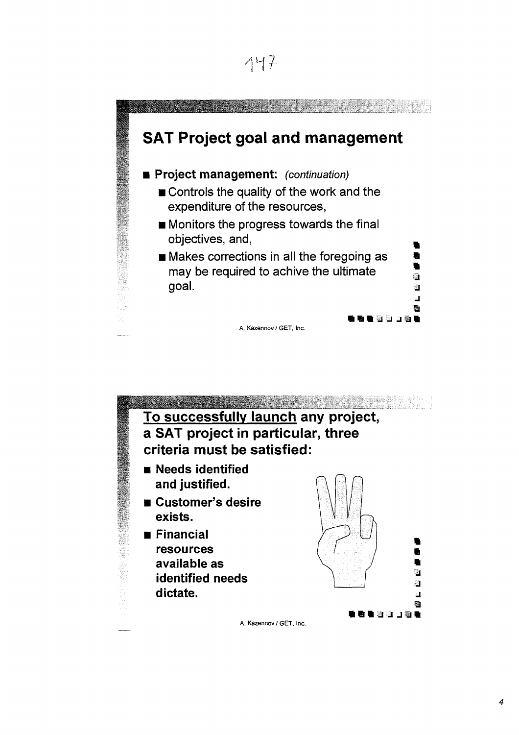## SAT Project goal and management

- **Project management:** *(continuation)*
  - Controls the quality of the work and the expenditure of the resources,
  - Monitors the progress towards the final objectives, and,
  - Makes corrections in all the foregoing as may be required to achive the ultimate goal.

A. Kazennov / GET, Inc.

## <u>To successfully launch</u> any project, a SAT project in particular, three criteria must be satisfied:

- **Needs identified and justified.**
- **Customer's desire exists.**
- **Financial resources available as identified needs dictate.**

A. Kazennov / GET, Inc.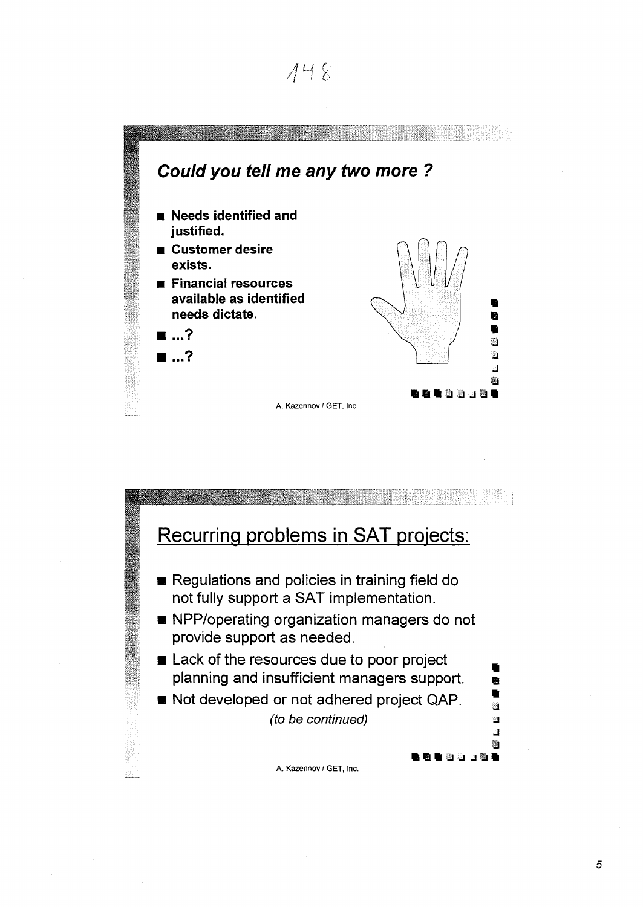## *Could you tell me any two more ?*

- **Needs identified and justified.**
- **Customer desire exists.**
- **Financial resources available as identified needs dictate.**
- **...?**
- **...?**

A. Kazennov / GET, Inc.

## Recurring problems in SAT projects:

- Regulations and policies in training field do not fully support a SAT implementation.
- NPP/operating organization managers do not provide support as needed.
- Lack of the resources due to poor project planning and insufficient managers support.
- Not developed or not adhered project QAP.

*(to be continued)*

A. Kazennov / GET, Inc.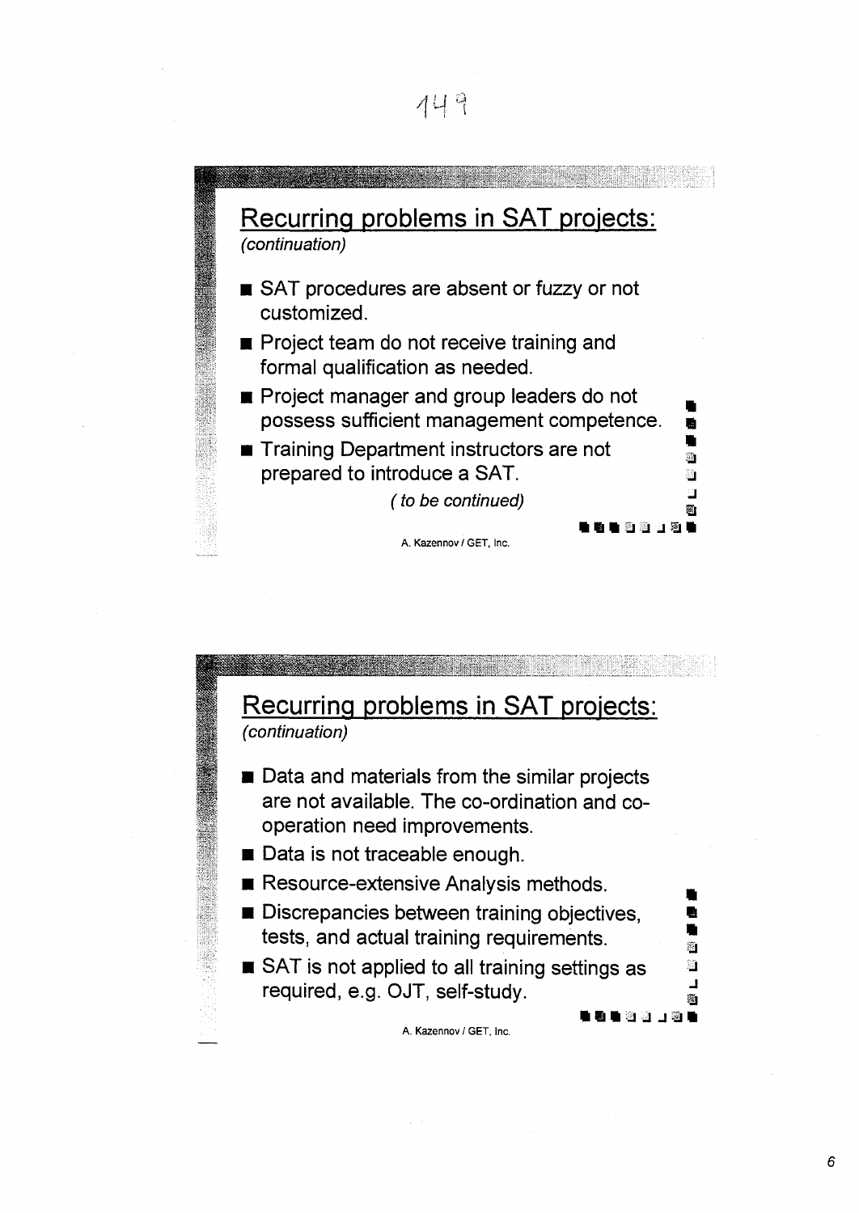## Recurring problems in SAT projects:

*(continuation)*

- SAT procedures are absent or fuzzy or not customized.
- Project team do not receive training and formal qualification as needed.
- Project manager and group leaders do not possess sufficient management competence.
- Training Department instructors are not prepared to introduce a SAT.

*( to be continued)*

A. Kazennov / GET, Inc.

## Recurring problems in SAT projects:

*(continuation)*

- Data and materials from the similar projects are not available. The co-ordination and co-operation need improvements.
- Data is not traceable enough.
- Resource-extensive Analysis methods.
- Discrepancies between training objectives, tests, and actual training requirements.
- SAT is not applied to all training settings as required, e.g. OJT, self-study.

A. Kazennov / GET, Inc.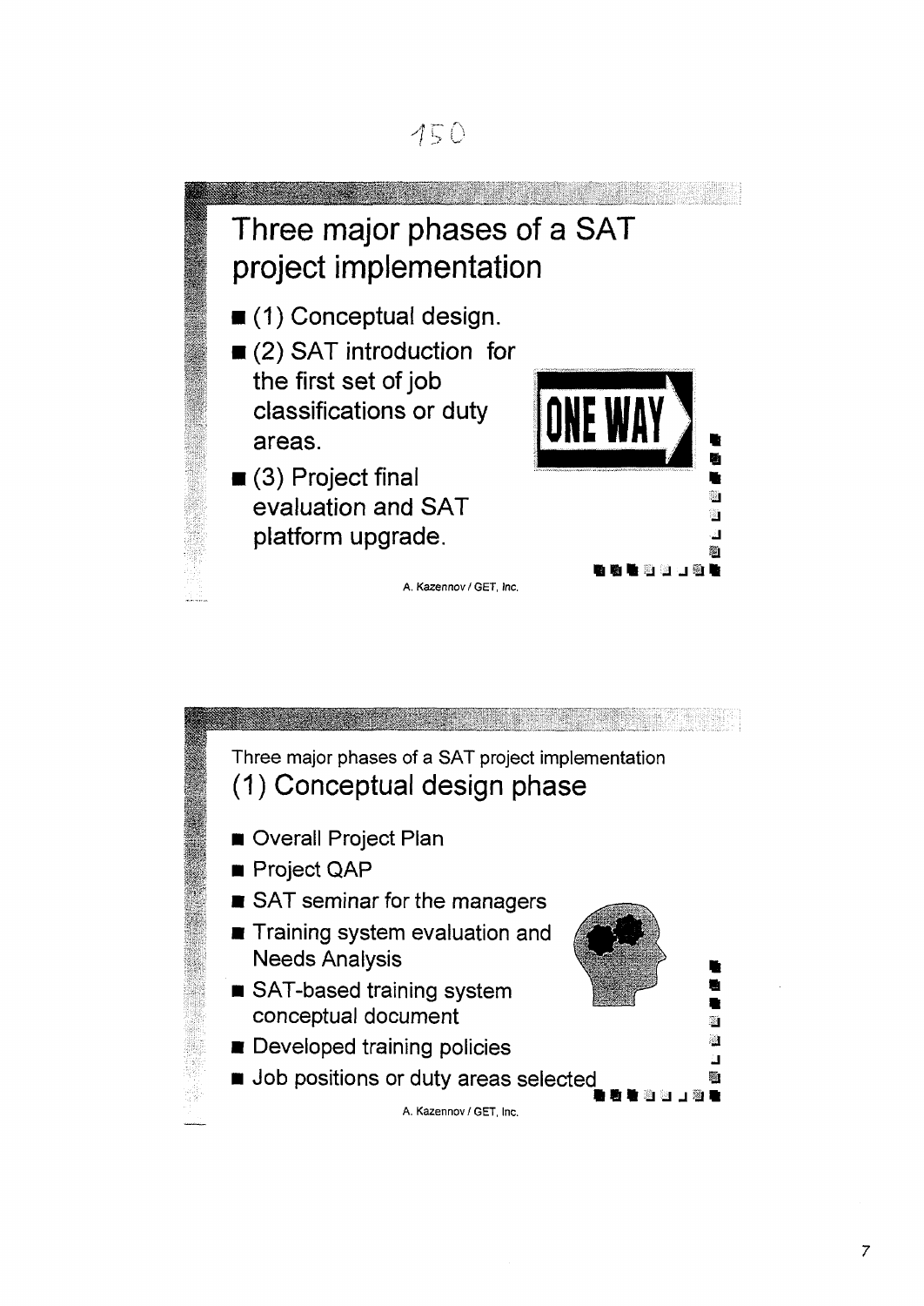150

## Three major phases of a SAT project implementation

- (1) Conceptual design.
- (2) SAT introduction for the first set of job classifications or duty areas.
- (3) Project final evaluation and SAT platform upgrade.

A. Kazennov / GET, Inc.

Three major phases of a SAT project implementation

## (1) Conceptual design phase

- Overall Project Plan
- Project QAP
- SAT seminar for the managers
- Training system evaluation and Needs Analysis
- SAT-based training system conceptual document
- Developed training policies
- Job positions or duty areas selected

A. Kazennov / GET, Inc.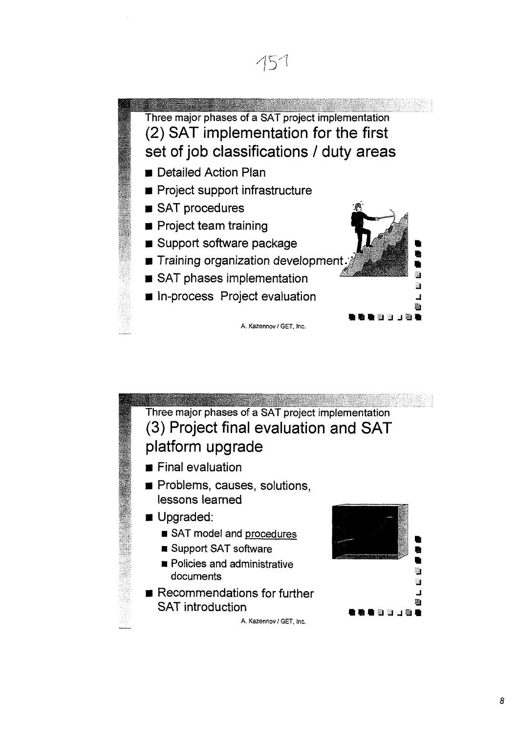Three major phases of a SAT project implementation

## (2) SAT implementation for the first set of job classifications / duty areas

- Detailed Action Plan
- Project support infrastructure
- SAT procedures
- Project team training
- Support software package
- Training organization development
- SAT phases implementation
- In-process Project evaluation

A. Kazennov / GET, Inc.

Three major phases of a SAT project implementation

## (3) Project final evaluation and SAT platform upgrade

- Final evaluation
- Problems, causes, solutions, lessons learned
- Upgraded:
  - SAT model and procedures
  - Support SAT software
  - Policies and administrative documents
- Recommendations for further SAT introduction

A. Kazennov / GET, Inc.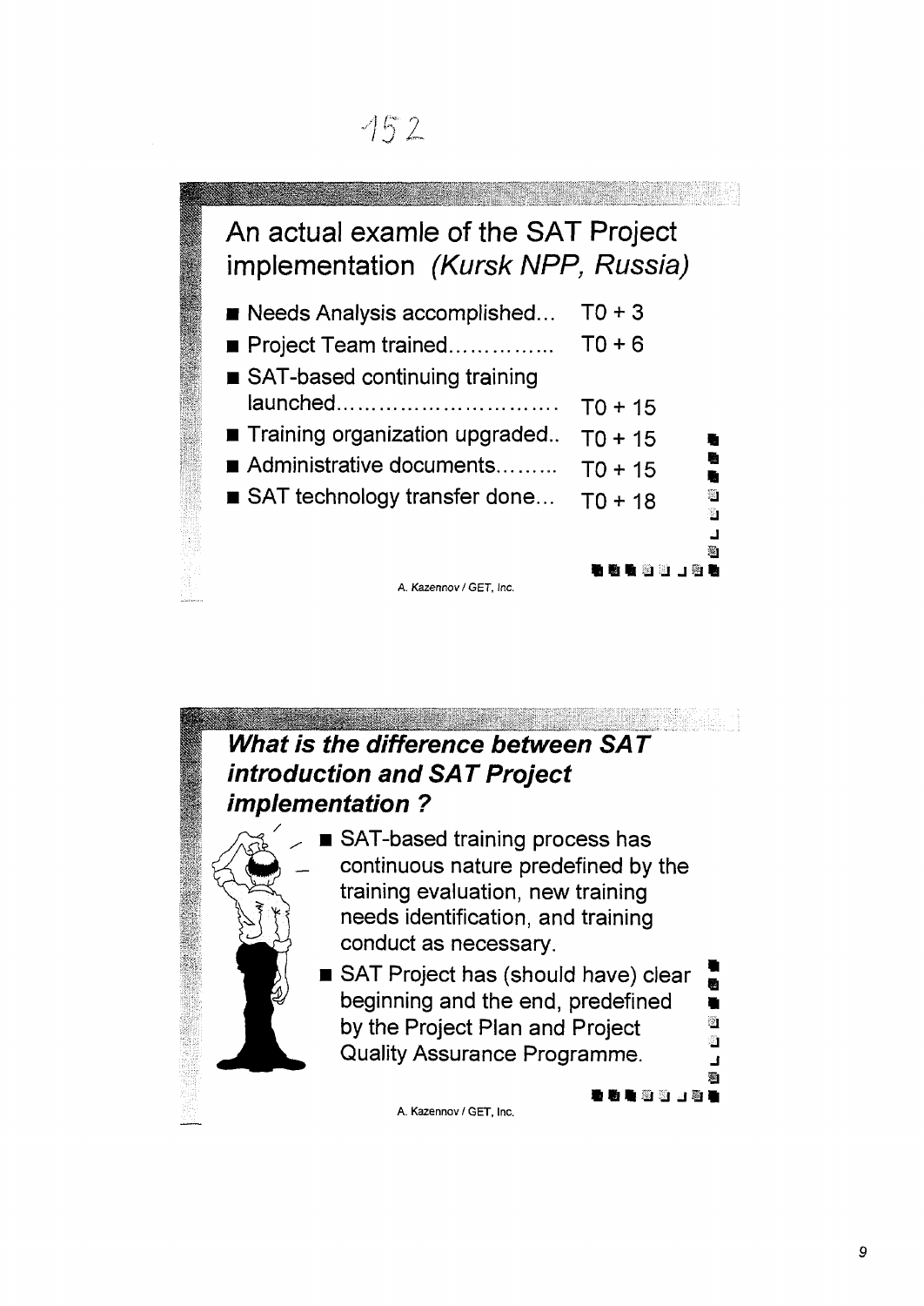## An actual examle of the SAT Project implementation *(Kursk NPP, Russia)*

- Needs Analysis accomplished... T0 + 3
- Project Team trained.............. T0 + 6
- SAT-based continuing training launched............................. T0 + 15
- Training organization upgraded.. T0 + 15
- Administrative documents......... T0 + 15
- SAT technology transfer done... T0 + 18

A. Kazennov / GET, Inc.

## *What is the difference between SAT introduction and SAT Project implementation ?*

- SAT-based training process has continuous nature predefined by the training evaluation, new training needs identification, and training conduct as necessary.
- SAT Project has (should have) clear beginning and the end, predefined by the Project Plan and Project Quality Assurance Programme.

A. Kazennov / GET, Inc.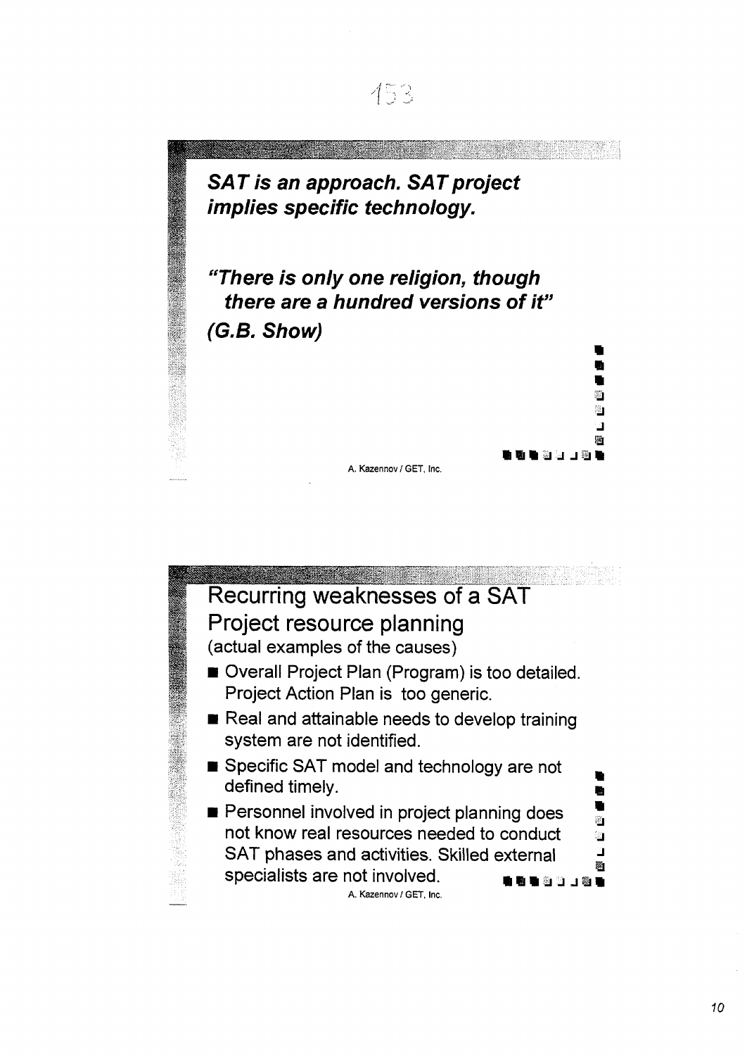***SAT is an approach. SAT project implies specific technology.***

***"There is only one religion, though there are a hundred versions of it"***
***(G.B. Show)***

A. Kazennov / GET, Inc.

## Recurring weaknesses of a SAT Project resource planning

(actual examples of the causes)

- Overall Project Plan (Program) is too detailed. Project Action Plan is too generic.
- Real and attainable needs to develop training system are not identified.
- Specific SAT model and technology are not defined timely.
- Personnel involved in project planning does not know real resources needed to conduct SAT phases and activities. Skilled external specialists are not involved.

A. Kazennov / GET, Inc.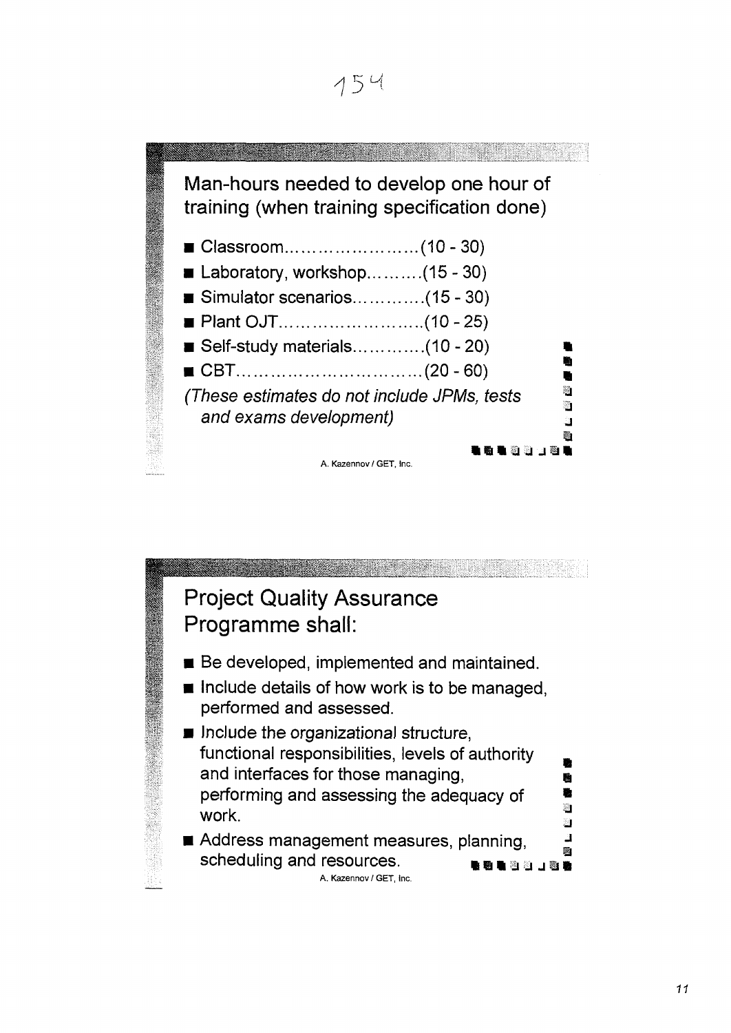154

## Man-hours needed to develop one hour of training (when training specification done)

- Classroom……………………(10 - 30)
- Laboratory, workshop……….(15 - 30)
- Simulator scenarios………….(15 - 30)
- Plant OJT………………………(10 - 25)
- Self-study materials………….(10 - 20)
- CBT……………………………(20 - 60)

*(These estimates do not include JPMs, tests and exams development)*

A. Kazennov / GET, Inc.

## Project Quality Assurance Programme shall:

- Be developed, implemented and maintained.
- Include details of how work is to be managed, performed and assessed.
- Include the organizational structure, functional responsibilities, levels of authority and interfaces for those managing, performing and assessing the adequacy of work.
- Address management measures, planning, scheduling and resources.

A. Kazennov / GET, Inc.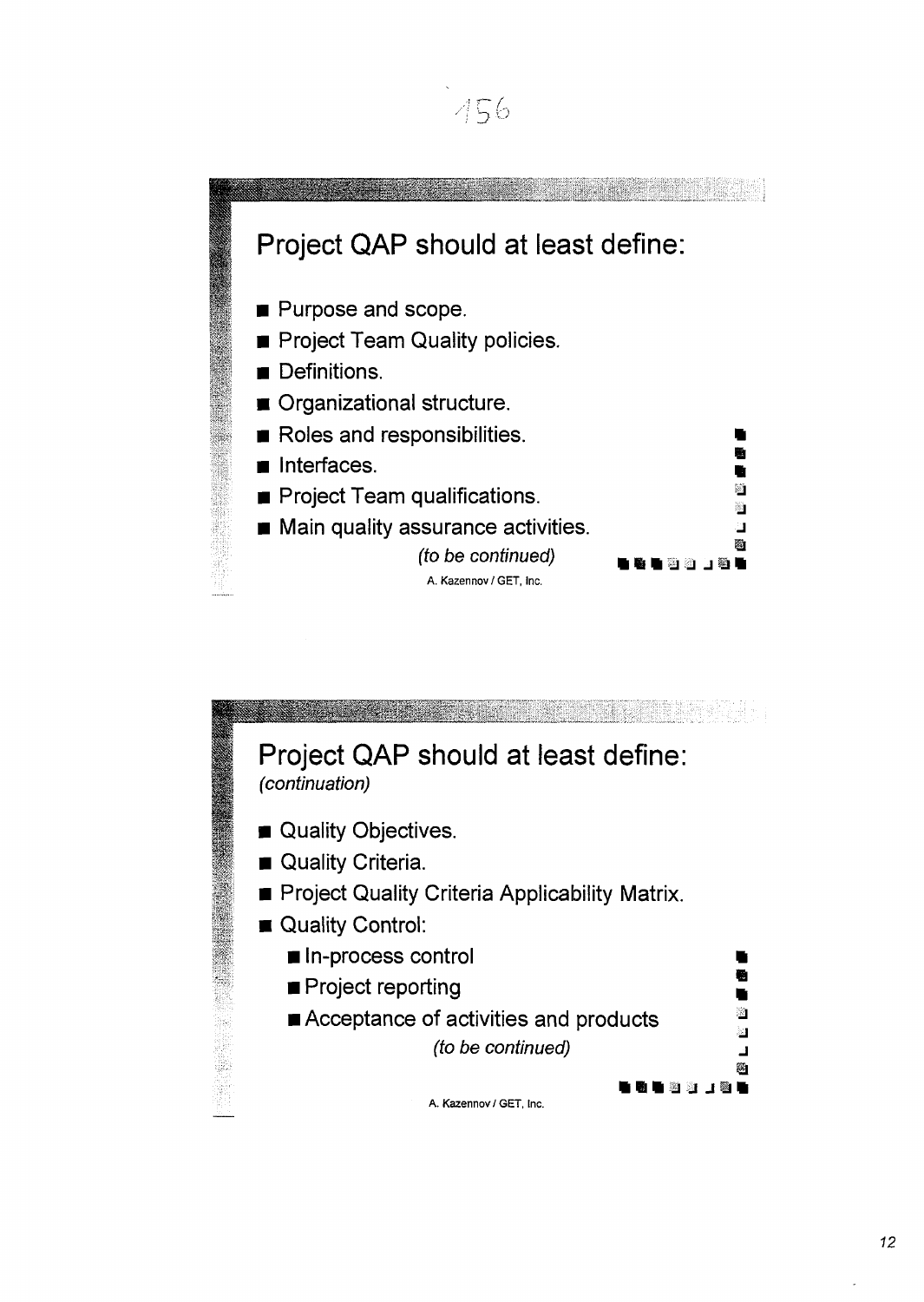## Project QAP should at least define:

- Purpose and scope.
- Project Team Quality policies.
- Definitions.
- Organizational structure.
- Roles and responsibilities.
- Interfaces.
- Project Team qualifications.
- Main quality assurance activities.

*(to be continued)*

A. Kazennov / GET, Inc.

## Project QAP should at least define:

*(continuation)*

- Quality Objectives.
- Quality Criteria.
- Project Quality Criteria Applicability Matrix.
- Quality Control:
  - In-process control
  - Project reporting
  - Acceptance of activities and products

*(to be continued)*

A. Kazennov / GET, Inc.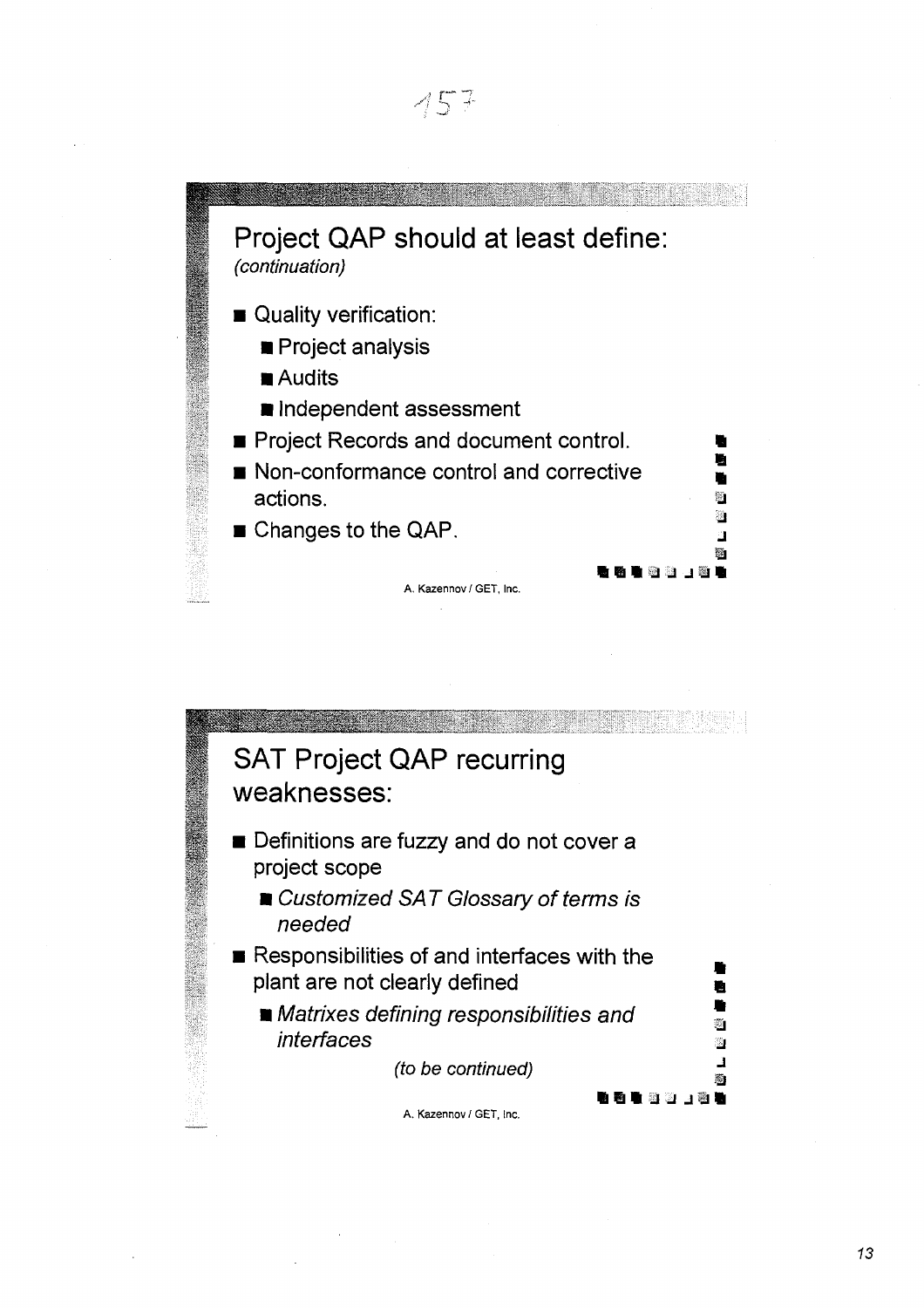## Project QAP should at least define:

*(continuation)*

- Quality verification:
  - Project analysis
  - Audits
  - Independent assessment
- Project Records and document control.
- Non-conformance control and corrective actions.
- Changes to the QAP.

A. Kazennov / GET, Inc.

## SAT Project QAP recurring weaknesses:

- Definitions are fuzzy and do not cover a project scope
  - *Customized SAT Glossary of terms is needed*
- Responsibilities of and interfaces with the plant are not clearly defined
  - *Matrixes defining responsibilities and interfaces*

*(to be continued)*

A. Kazennov / GET, Inc.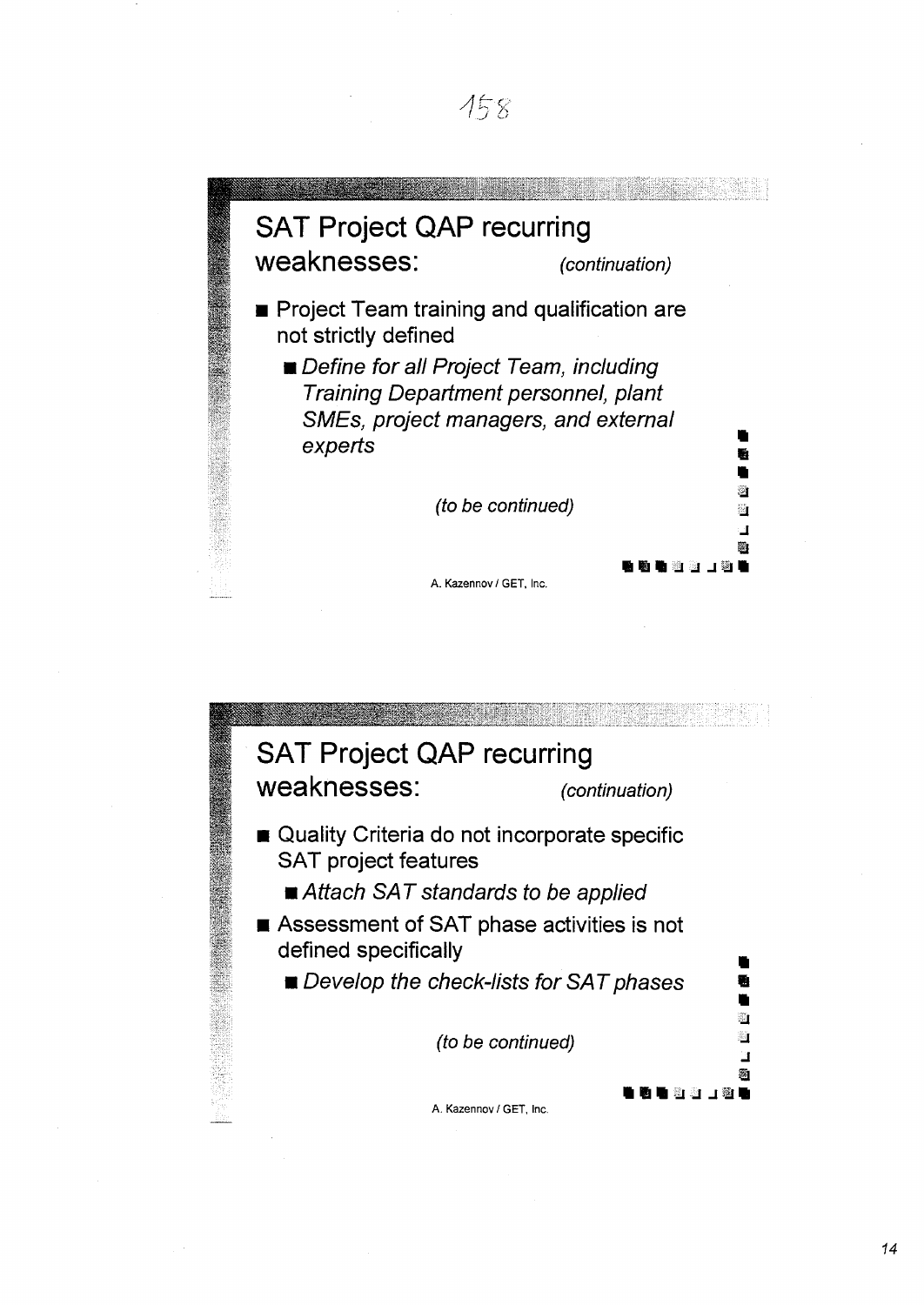## SAT Project QAP recurring weaknesses: *(continuation)*

- Project Team training and qualification are not strictly defined
  - *Define for all Project Team, including Training Department personnel, plant SMEs, project managers, and external experts*

*(to be continued)*

A. Kazennov / GET, Inc.

## SAT Project QAP recurring weaknesses: *(continuation)*

- Quality Criteria do not incorporate specific SAT project features
  - *Attach SAT standards to be applied*
- Assessment of SAT phase activities is not defined specifically
  - *Develop the check-lists for SAT phases*

*(to be continued)*

A. Kazennov / GET, Inc.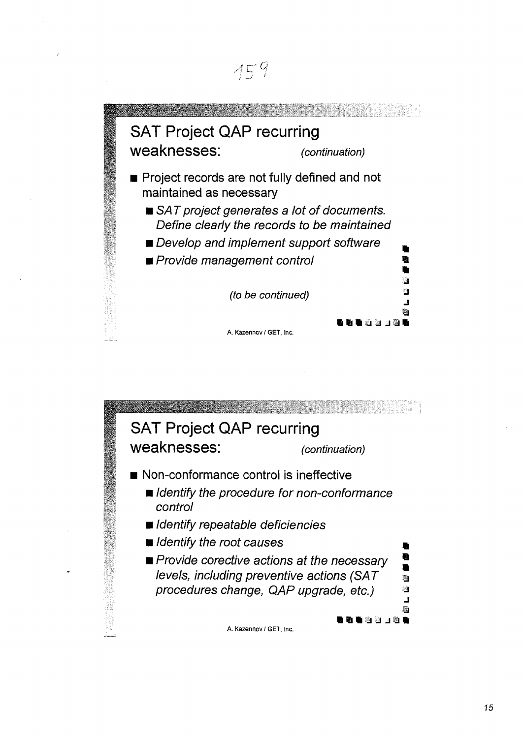## SAT Project QAP recurring weaknesses: *(continuation)*

- Project records are not fully defined and not maintained as necessary
  - *SAT project generates a lot of documents. Define clearly the records to be maintained*
  - *Develop and implement support software*
  - *Provide management control*

*(to be continued)*

A. Kazennov / GET, Inc.

## SAT Project QAP recurring weaknesses: *(continuation)*

- Non-conformance control is ineffective
  - *Identify the procedure for non-conformance control*
  - *Identify repeatable deficiencies*
  - *Identify the root causes*
  - *Provide corrective actions at the necessary levels, including preventive actions (SAT procedures change, QAP upgrade, etc.)*

A. Kazennov / GET, Inc.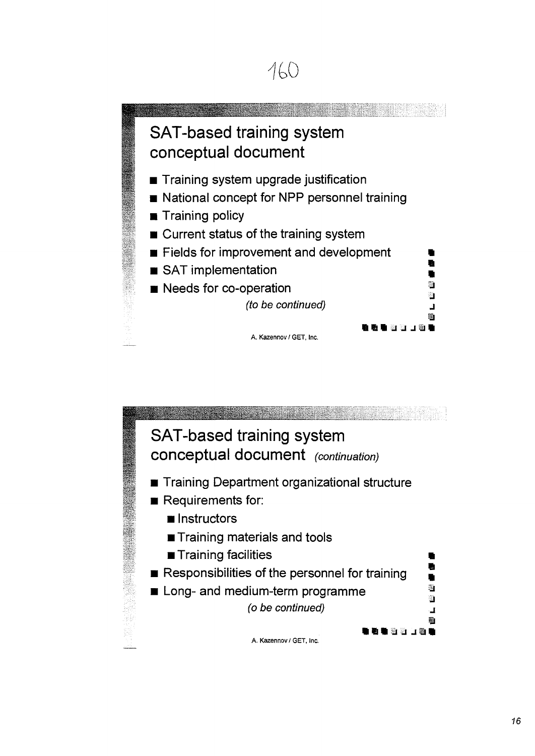160

## SAT-based training system conceptual document

- Training system upgrade justification
- National concept for NPP personnel training
- Training policy
- Current status of the training system
- Fields for improvement and development
- SAT implementation
- Needs for co-operation

*(to be continued)*

A. Kazennov / GET, Inc.

## SAT-based training system conceptual document *(continuation)*

- Training Department organizational structure
- Requirements for:
  - Instructors
  - Training materials and tools
  - Training facilities
- Responsibilities of the personnel for training
- Long- and medium-term programme

*(o be continued)*

A. Kazennov / GET, Inc.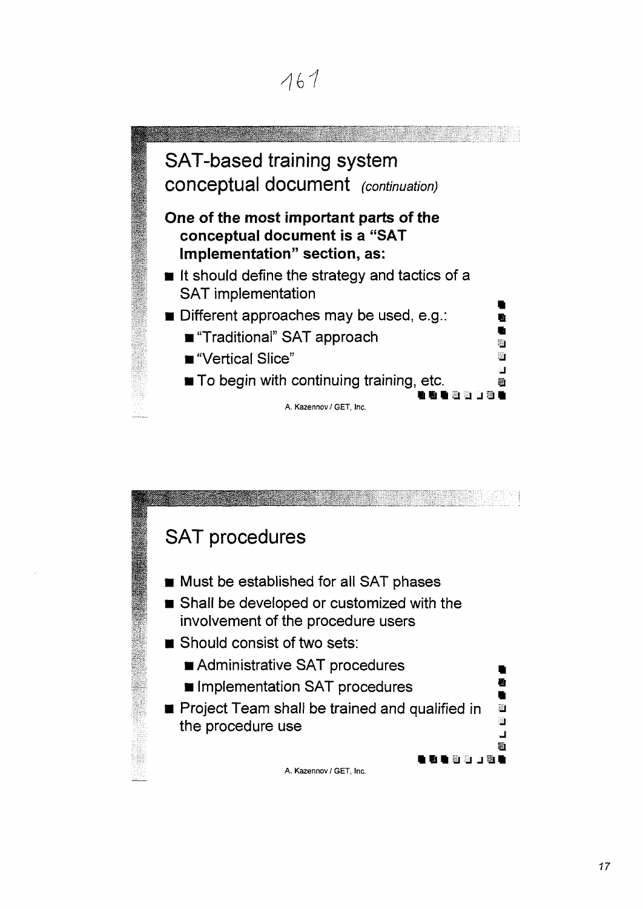## SAT-based training system conceptual document *(continuation)*

**One of the most important parts of the conceptual document is a "SAT Implementation" section, as:**

- It should define the strategy and tactics of a SAT implementation
- Different approaches may be used, e.g.:
  - "Traditional" SAT approach
  - "Vertical Slice"
  - To begin with continuing training, etc.

A. Kazennov / GET, Inc.

## SAT procedures

- Must be established for all SAT phases
- Shall be developed or customized with the involvement of the procedure users
- Should consist of two sets:
  - Administrative SAT procedures
  - Implementation SAT procedures
- Project Team shall be trained and qualified in the procedure use

A. Kazennov / GET, Inc.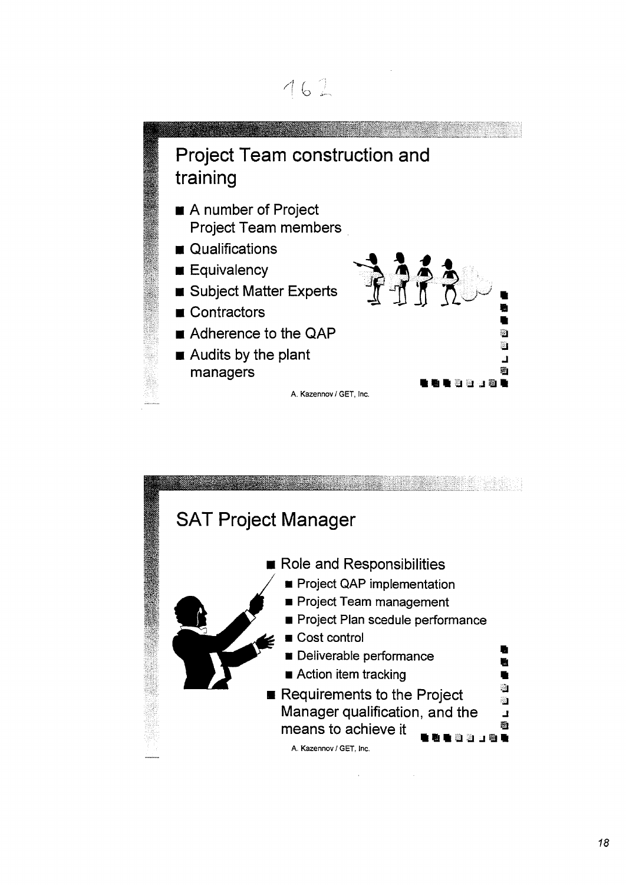162

## Project Team construction and training

- A number of Project Project Team members
- Qualifications
- Equivalency
- Subject Matter Experts
- Contractors
- Adherence to the QAP
- Audits by the plant managers

A. Kazennov / GET, Inc.

## SAT Project Manager

- Role and Responsibilities
  - Project QAP implementation
  - Project Team management
  - Project Plan scedule performance
  - Cost control
  - Deliverable performance
  - Action item tracking
- Requirements to the Project Manager qualification, and the means to achieve it

A. Kazennov / GET, Inc.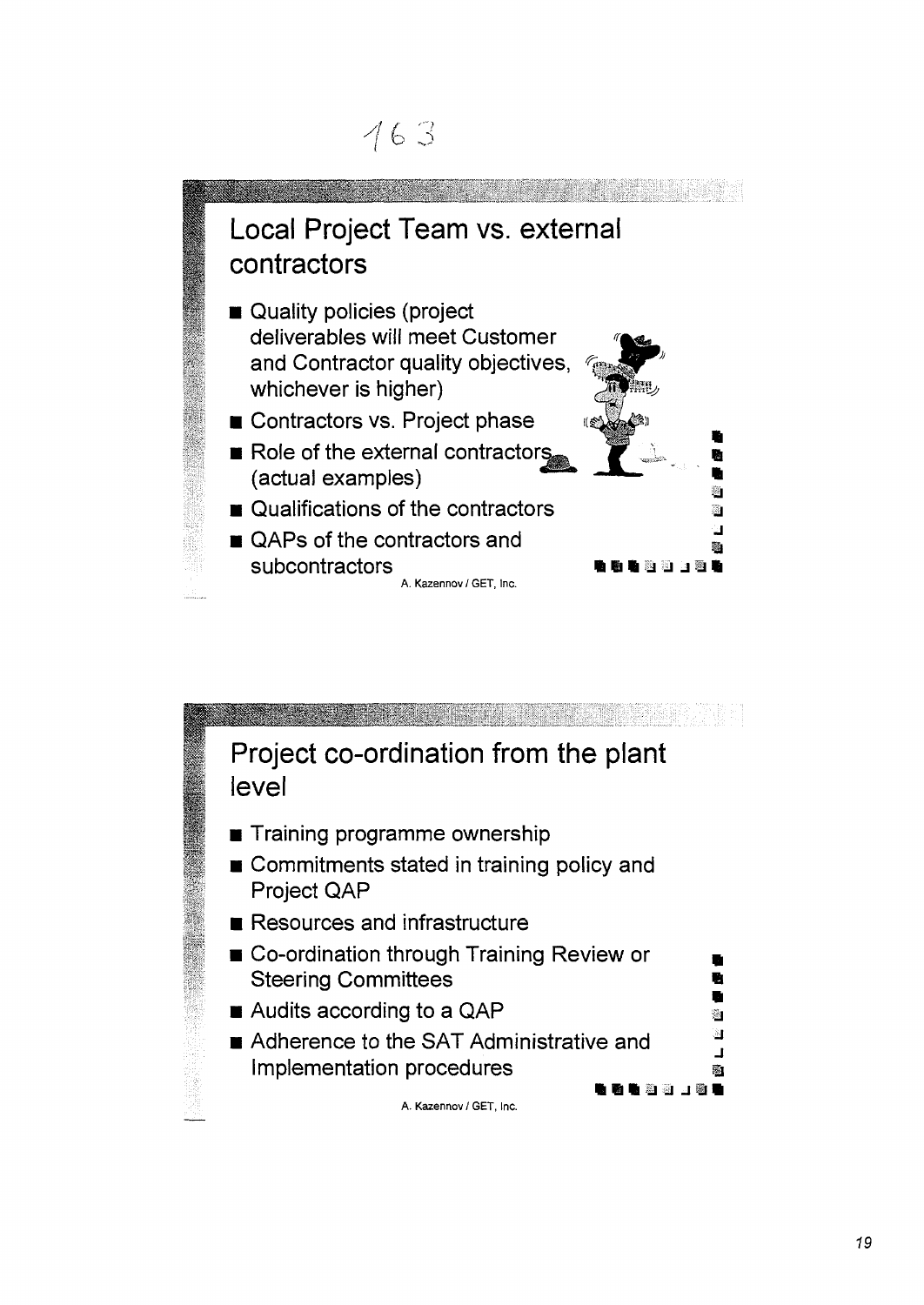163

## Local Project Team vs. external contractors

- Quality policies (project deliverables will meet Customer and Contractor quality objectives, whichever is higher)
- Contractors vs. Project phase
- Role of the external contractors (actual examples)
- Qualifications of the contractors
- QAPs of the contractors and subcontractors

A. Kazennov / GET, Inc.

## Project co-ordination from the plant level

- Training programme ownership
- Commitments stated in training policy and Project QAP
- Resources and infrastructure
- Co-ordination through Training Review or Steering Committees
- Audits according to a QAP
- Adherence to the SAT Administrative and Implementation procedures

A. Kazennov / GET, Inc.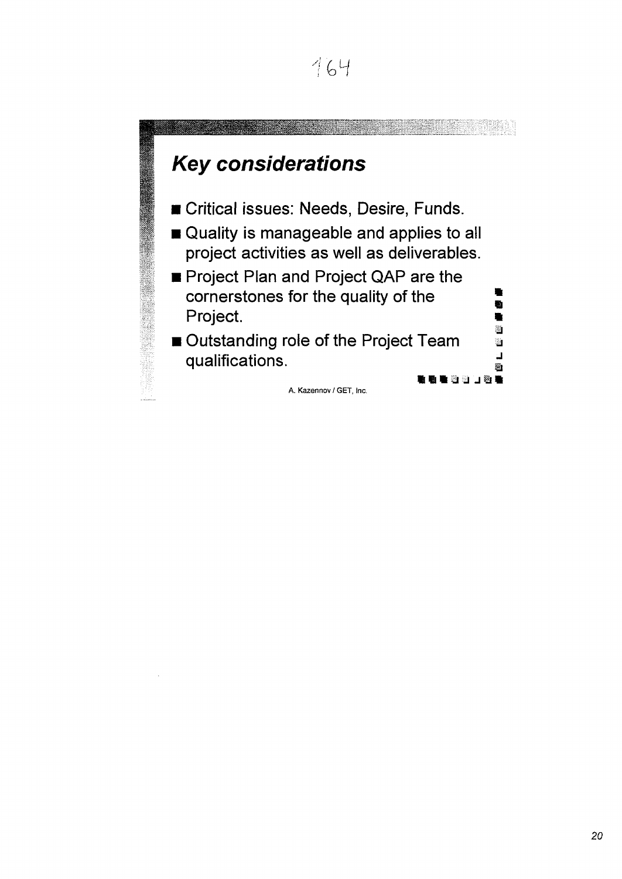## Key considerations

- Critical issues: Needs, Desire, Funds.
- Quality is manageable and applies to all project activities as well as deliverables.
- Project Plan and Project QAP are the cornerstones for the quality of the Project.
- Outstanding role of the Project Team qualifications.

A. Kazennov / GET, Inc.